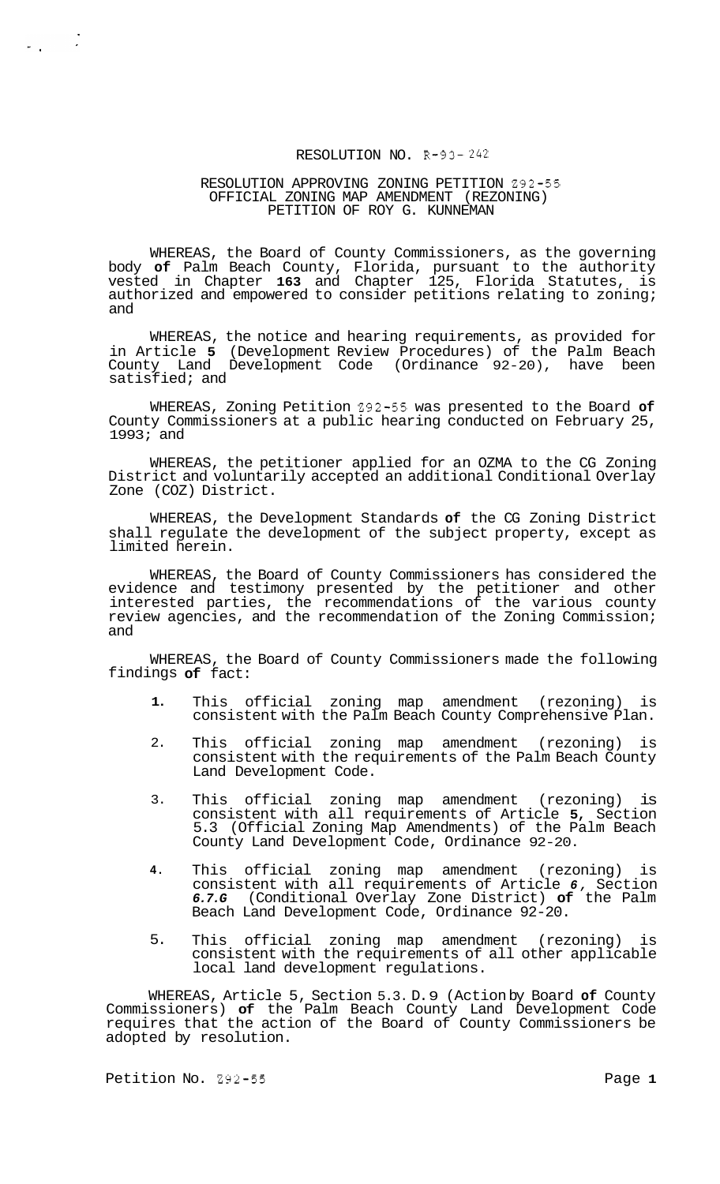# RESOLUTION NO. R-93-242

## RESOLUTION APPROVING ZONING PETITION Z92-55 OFFICIAL ZONING MAP AMENDMENT (REZONING) PETITION OF ROY G. KUNNEMAN

WHEREAS, the Board of County Commissioners, as the governing body **of** Palm Beach County, Florida, pursuant to the authority vested in Chapter **163** and Chapter 125, Florida Statutes, is authorized and empowered to consider petitions relating to zoning; and

WHEREAS, the notice and hearing requirements, as provided for in Article **5** (Development Review Procedures) of the Palm Beach County Land Development Code (Ordinance 92-20), have been satisfied; and

WHEREAS, Zoning Petition Z92-55 was presented to the Board **of** County Commissioners at a public hearing conducted on February 25, 1993; and

WHEREAS, the petitioner applied for an OZMA to the CG Zoning District and voluntarily accepted an additional Conditional Overlay Zone (COZ) District.

WHEREAS, the Development Standards **of** the CG Zoning District shall regulate the development of the subject property, except as limited herein.

WHEREAS, the Board of County Commissioners has considered the evidence and testimony presented by the petitioner and other interested parties, the recommendations of the various county review agencies, and the recommendation of the Zoning Commission; and

WHEREAS, the Board of County Commissioners made the following findings **of** fact:

1. This official zoning map amendment (rezoning) is consistent with the Palm Beach County Comprehensive Plan.
2. This official zoning map amendment (rezoning) is consistent with the requirements of the Palm Beach County Land Development Code.
3. This official zoning map amendment (rezoning) is consistent with all requirements of Article **5**, Section 5.3 (Official Zoning Map Amendments) of the Palm Beach County Land Development Code, Ordinance 92-20.
4. This official zoning map amendment (rezoning) is consistent with all requirements of Article *6,* Section ***6.7.G*** (Conditional Overlay Zone District) **of** the Palm Beach Land Development Code, Ordinance 92-20.
5. This official zoning map amendment (rezoning) is consistent with the requirements of all other applicable local land development regulations.

WHEREAS, Article 5, Section 5.3.D.9 (Action by Board **of** County Commissioners) **of** the Palm Beach County Land Development Code requires that the action of the Board of County Commissioners be adopted by resolution.

Petition No. Z92-55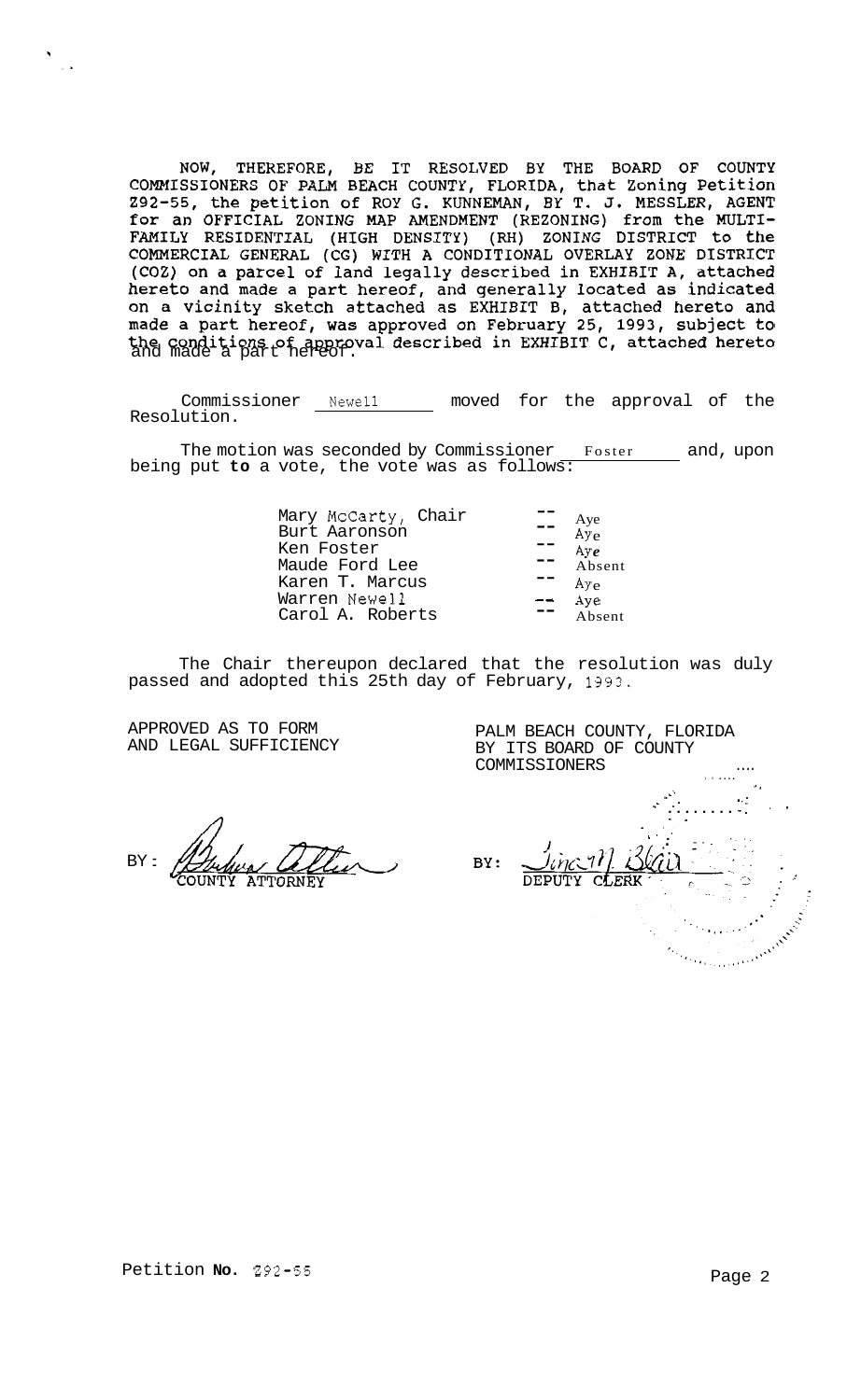NOW, THEREFORE, BE IT RESOLVED BY THE BOARD OF COUNTY COMMISSIONERS OF PALM BEACH COUNTY, FLORIDA, that Zoning Petition Z92-55, the petition of ROY G. KUNNEMAN, BY T. J. MESSLER, AGENT for an OFFICIAL ZONING MAP AMENDMENT (REZONING) from the MULTI-FAMILY RESIDENTIAL (HIGH DENSITY) (RH) ZONING DISTRICT to the COMMERCIAL GENERAL (CG) WITH A CONDITIONAL OVERLAY ZONE DISTRICT (COZ) on a parcel of land legally described in EXHIBIT A, attached hereto and made a part hereof, and generally located as indicated on a vicinity sketch attached as EXHIBIT B, attached hereto and made a part hereof, was approved on February 25, 1993, subject to the conditions of approval described in EXHIBIT C, attached hereto and made a part hereof.

Commissioner Newell moved for the approval of the Resolution.

The motion was seconded by Commissioner Foster and, upon being put to a vote, the vote was as follows:

| | | |
|---|---|---|
| Mary McCarty, Chair | -- | Aye |
| Burt Aaronson | -- | Aye |
| Ken Foster | -- | Aye |
| Maude Ford Lee | -- | Absent |
| Karen T. Marcus | -- | Aye |
| Warren Newell | -- | Aye |
| Carol A. Roberts | -- | Absent |

The Chair thereupon declared that the resolution was duly passed and adopted this 25th day of February, 1993.

APPROVED AS TO FORM AND LEGAL SUFFICIENCY

BY: COUNTY ATTORNEY

PALM BEACH COUNTY, FLORIDA BY ITS BOARD OF COUNTY COMMISSIONERS

BY: DEPUTY CLERK

Petition No. Z92-55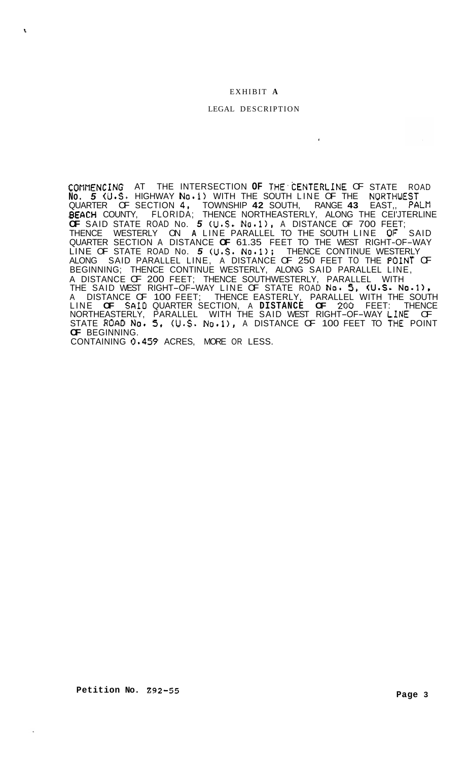# EXHIBIT A

## LEGAL DESCRIPTION

COMMENCING AT THE INTERSECTION OF THE CENTERLINE OF STATE ROAD No. 5 (U.S. HIGHWAY No.1) WITH THE SOUTH LINE OF THE NORTHWEST QUARTER OF SECTION 4, TOWNSHIP 42 SOUTH, RANGE 43 EAST,, PALM BEACH COUNTY, FLORIDA; THENCE NORTHEASTERLY, ALONG THE CENTERLINE OF SAID STATE ROAD No. 5 (U.S. No.1), A DISTANCE OF 700 FEET; THENCE WESTERLY ON A LINE PARALLEL TO THE SOUTH LINE OF SAID QUARTER SECTION A DISTANCE OF 61.35 FEET TO THE WEST RIGHT-OF-WAY LINE OF STATE ROAD No. 5 (U.S. No.1); THENCE CONTINUE WESTERLY ALONG SAID PARALLEL LINE, A DISTANCE OF 250 FEET TO THE POINT OF BEGINNING; THENCE CONTINUE WESTERLY, ALONG SAID PARALLEL LINE, A DISTANCE OF 200 FEET; THENCE SOUTHWESTERLY, PARALLEL WITH THE SAID WEST RIGHT-OF-WAY LINE OF STATE ROAD No. 5, (U.S. No.1), A DISTANCE OF 100 FEET; THENCE EASTERLY, PARALLEL WITH THE SOUTH LINE OF SAID QUARTER SECTION, A DISTANCE OF 200 FEET: THENCE NORTHEASTERLY, PARALLEL WITH THE SAID WEST RIGHT-OF-WAY LINE OF STATE ROAD No. 5, (U.S. No.1), A DISTANCE OF 100 FEET TO THE POINT OF BEGINNING.

CONTAINING 0.459 ACRES, MORE OR LESS.

**Petition No. Z92-55**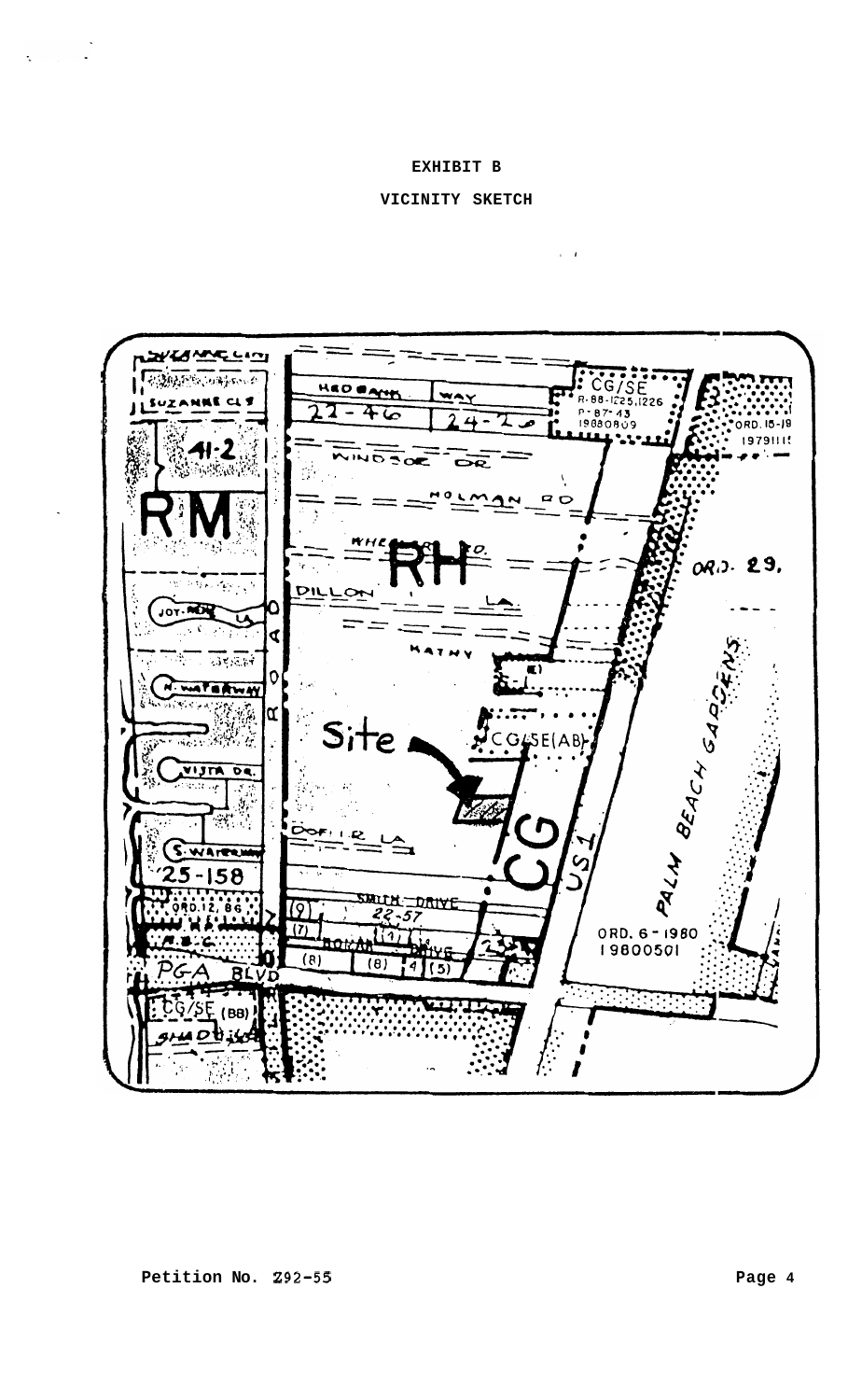# EXHIBIT B

## VICINITY SKETCH

Petition No. Z92-55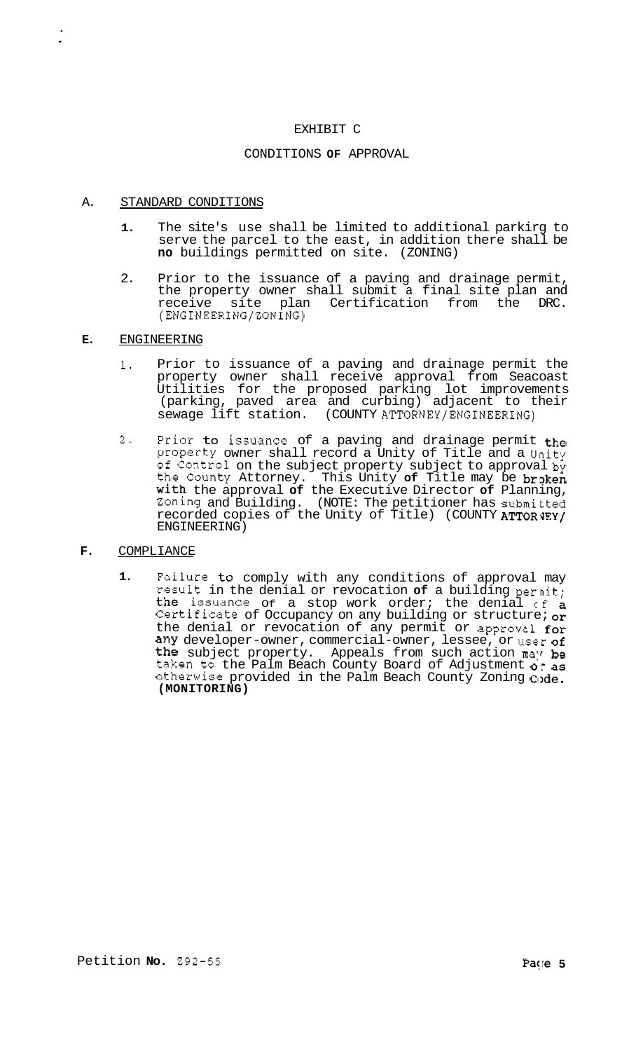# EXHIBIT C

## CONDITIONS OF APPROVAL

A. STANDARD CONDITIONS

1. The site's use shall be limited to additional parkirg to serve the parcel to the east, in addition there shall be **no** buildings permitted on site. (ZONING)

2. Prior to the issuance of a paving and drainage permit, the property owner shall submit a final site plan and receive site plan Certification from the DRC. (ENGINEERING/ZONING)

**E.** ENGINEERING

1. Prior to issuance of a paving and drainage permit the property owner shall receive approval from Seacoast Utilities for the proposed parking lot improvements (parking, paved area and curbing) adjacent to their sewage lift station. (COUNTY ATTORNEY/ENGINEERING)

2. Prior to issuance of a paving and drainage permit the property owner shall record a Unity of Title and a Unity of Control on the subject property subject to approval by the County Attorney. This Unity **of** Title may be broken with the approval **of** the Executive Director **of** Planning, Zoning and Building. (NOTE: The petitioner has submitted recorded copies of the Unity of Title) (COUNTY ATTORNEY/ ENGINEERING)

**F.** COMPLIANCE

1. Failure to comply with any conditions of approval may result in the denial or revocation **of** a building permit; the issuance of a stop work order; the denial of a Certificate of Occupancy on any building or structure; or the denial or revocation of any permit or approval for any developer-owner, commercial-owner, lessee, or user of the subject property. Appeals from such action may be taken to the Palm Beach County Board of Adjustment or as otherwise provided in the Palm Beach County Zoning Code. **(MONITORING)**

Petition **No.** Z92-55